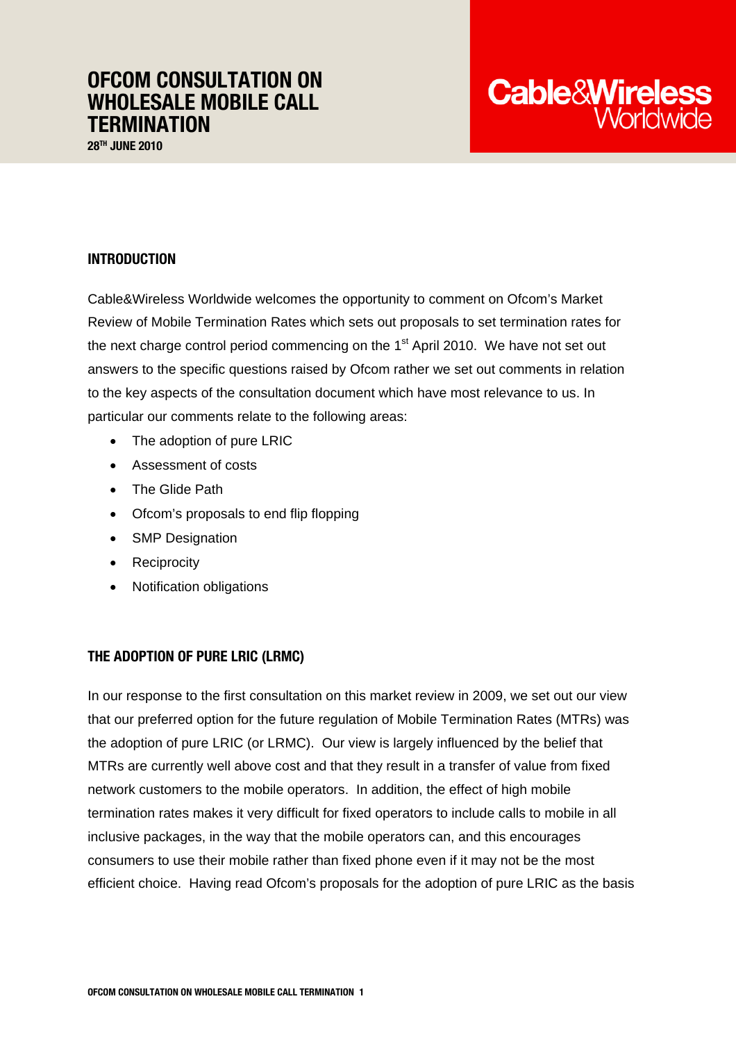# OFCOM CONSULTATION ON WHOLESALE MOBILE CALL TERMINATION

**28TH JUNE 2010**

Cable&Wireless Worldwide

## INTRODUCTION

Cable&Wireless Worldwide welcomes the opportunity to comment on Ofcom's Market Review of Mobile Termination Rates which sets out proposals to set termination rates for the next charge control period commencing on the 1st April 2010. We have not set out answers to the specific questions raised by Ofcom rather we set out comments in relation to the key aspects of the consultation document which have most relevance to us. In particular our comments relate to the following areas:

- The adoption of pure LRIC
- Assessment of costs
- The Glide Path
- Ofcom's proposals to end flip flopping
- SMP Designation
- Reciprocity
- Notification obligations

## THE ADOPTION OF PURE LRIC (LRMC)

In our response to the first consultation on this market review in 2009, we set out our view that our preferred option for the future regulation of Mobile Termination Rates (MTRs) was the adoption of pure LRIC (or LRMC). Our view is largely influenced by the belief that MTRs are currently well above cost and that they result in a transfer of value from fixed network customers to the mobile operators. In addition, the effect of high mobile termination rates makes it very difficult for fixed operators to include calls to mobile in all inclusive packages, in the way that the mobile operators can, and this encourages consumers to use their mobile rather than fixed phone even if it may not be the most efficient choice. Having read Ofcom's proposals for the adoption of pure LRIC as the basis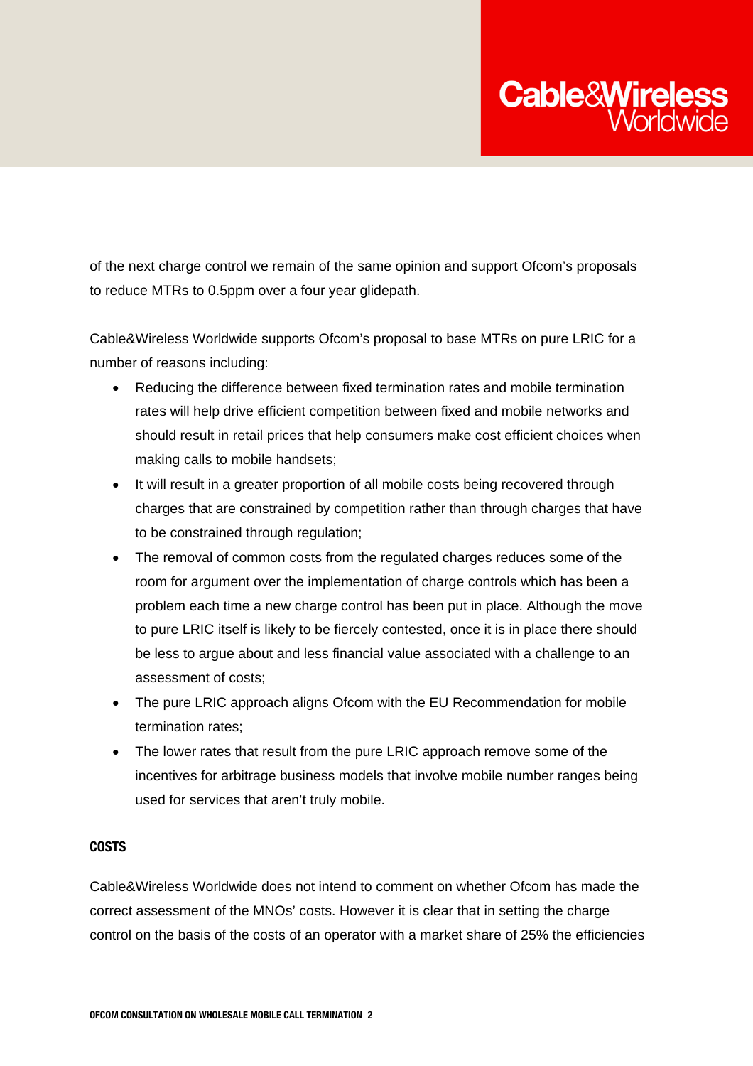of the next charge control we remain of the same opinion and support Ofcom's proposals to reduce MTRs to 0.5ppm over a four year glidepath.

Cable&Wireless Worldwide supports Ofcom's proposal to base MTRs on pure LRIC for a number of reasons including:

- Reducing the difference between fixed termination rates and mobile termination rates will help drive efficient competition between fixed and mobile networks and should result in retail prices that help consumers make cost efficient choices when making calls to mobile handsets;
- It will result in a greater proportion of all mobile costs being recovered through charges that are constrained by competition rather than through charges that have to be constrained through regulation;
- The removal of common costs from the regulated charges reduces some of the room for argument over the implementation of charge controls which has been a problem each time a new charge control has been put in place. Although the move to pure LRIC itself is likely to be fiercely contested, once it is in place there should be less to argue about and less financial value associated with a challenge to an assessment of costs;
- The pure LRIC approach aligns Ofcom with the EU Recommendation for mobile termination rates;
- The lower rates that result from the pure LRIC approach remove some of the incentives for arbitrage business models that involve mobile number ranges being used for services that aren't truly mobile.

## COSTS

Cable&Wireless Worldwide does not intend to comment on whether Ofcom has made the correct assessment of the MNOs' costs. However it is clear that in setting the charge control on the basis of the costs of an operator with a market share of 25% the efficiencies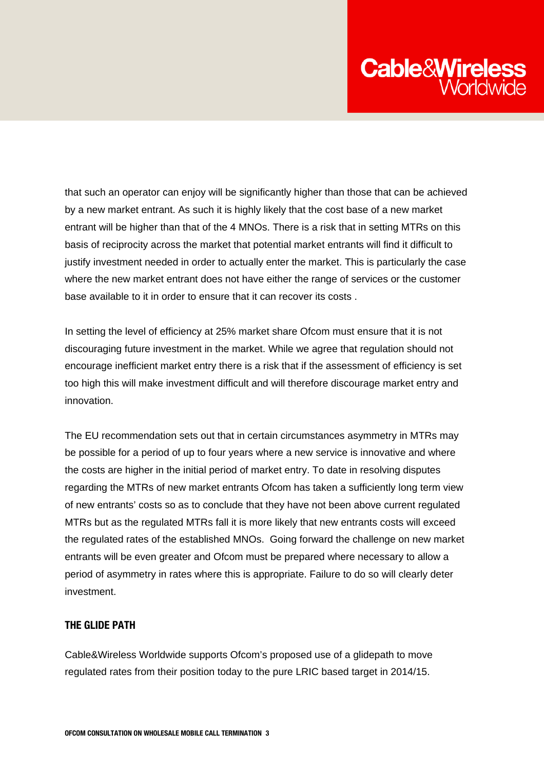that such an operator can enjoy will be significantly higher than those that can be achieved by a new market entrant. As such it is highly likely that the cost base of a new market entrant will be higher than that of the 4 MNOs. There is a risk that in setting MTRs on this basis of reciprocity across the market that potential market entrants will find it difficult to justify investment needed in order to actually enter the market. This is particularly the case where the new market entrant does not have either the range of services or the customer base available to it in order to ensure that it can recover its costs .

In setting the level of efficiency at 25% market share Ofcom must ensure that it is not discouraging future investment in the market. While we agree that regulation should not encourage inefficient market entry there is a risk that if the assessment of efficiency is set too high this will make investment difficult and will therefore discourage market entry and innovation.

The EU recommendation sets out that in certain circumstances asymmetry in MTRs may be possible for a period of up to four years where a new service is innovative and where the costs are higher in the initial period of market entry. To date in resolving disputes regarding the MTRs of new market entrants Ofcom has taken a sufficiently long term view of new entrants' costs so as to conclude that they have not been above current regulated MTRs but as the regulated MTRs fall it is more likely that new entrants costs will exceed the regulated rates of the established MNOs. Going forward the challenge on new market entrants will be even greater and Ofcom must be prepared where necessary to allow a period of asymmetry in rates where this is appropriate. Failure to do so will clearly deter investment.

## THE GLIDE PATH

Cable&Wireless Worldwide supports Ofcom's proposed use of a glidepath to move regulated rates from their position today to the pure LRIC based target in 2014/15.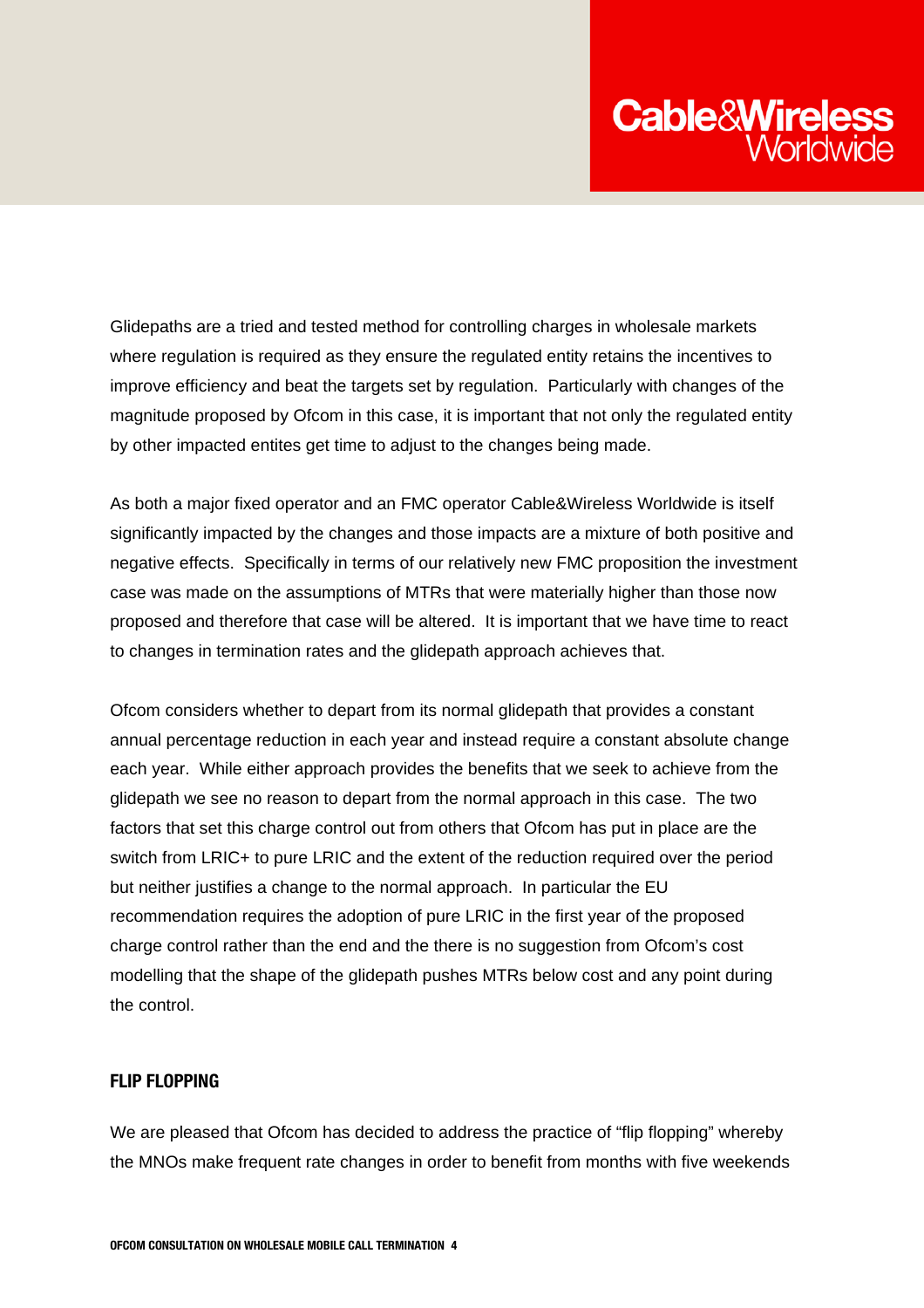Glidepaths are a tried and tested method for controlling charges in wholesale markets where regulation is required as they ensure the regulated entity retains the incentives to improve efficiency and beat the targets set by regulation. Particularly with changes of the magnitude proposed by Ofcom in this case, it is important that not only the regulated entity by other impacted entites get time to adjust to the changes being made.

As both a major fixed operator and an FMC operator Cable&Wireless Worldwide is itself significantly impacted by the changes and those impacts are a mixture of both positive and negative effects. Specifically in terms of our relatively new FMC proposition the investment case was made on the assumptions of MTRs that were materially higher than those now proposed and therefore that case will be altered. It is important that we have time to react to changes in termination rates and the glidepath approach achieves that.

Ofcom considers whether to depart from its normal glidepath that provides a constant annual percentage reduction in each year and instead require a constant absolute change each year. While either approach provides the benefits that we seek to achieve from the glidepath we see no reason to depart from the normal approach in this case. The two factors that set this charge control out from others that Ofcom has put in place are the switch from LRIC+ to pure LRIC and the extent of the reduction required over the period but neither justifies a change to the normal approach. In particular the EU recommendation requires the adoption of pure LRIC in the first year of the proposed charge control rather than the end and the there is no suggestion from Ofcom's cost modelling that the shape of the glidepath pushes MTRs below cost and any point during the control.

## FLIP FLOPPING

We are pleased that Ofcom has decided to address the practice of "flip flopping" whereby the MNOs make frequent rate changes in order to benefit from months with five weekends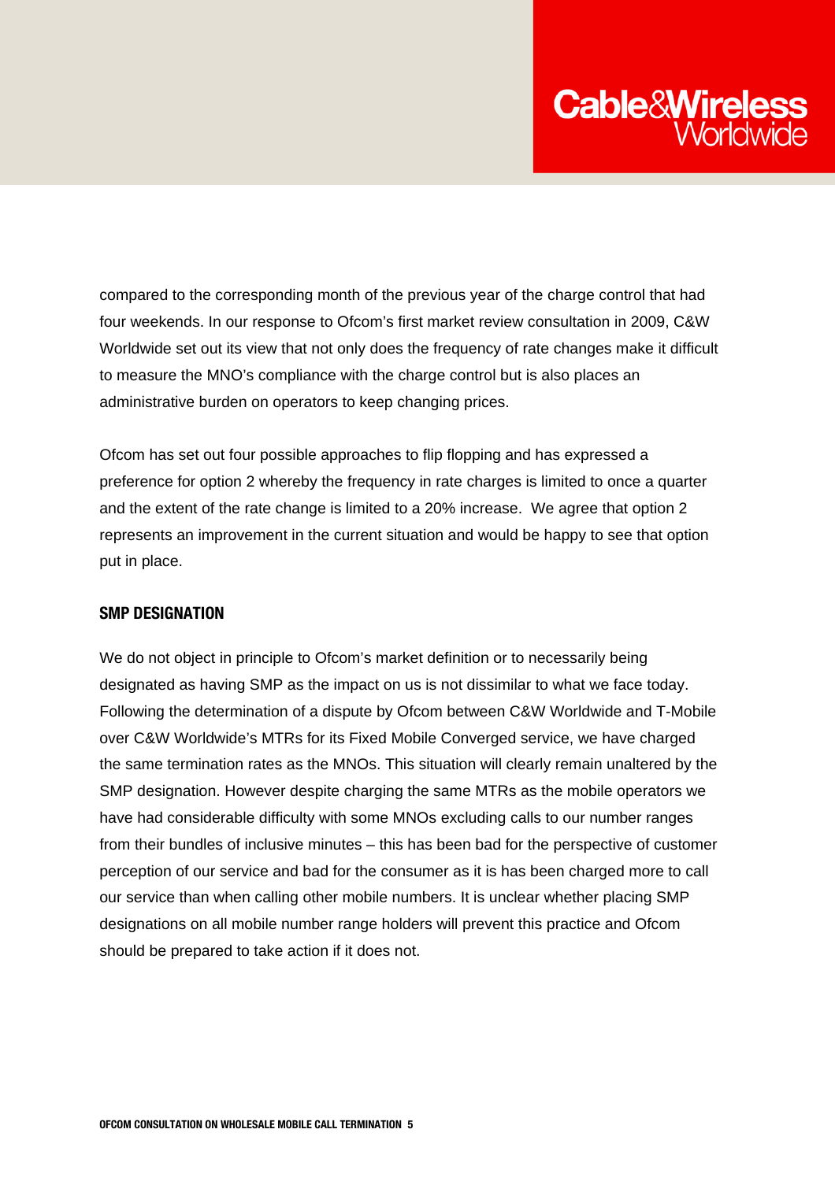compared to the corresponding month of the previous year of the charge control that had four weekends. In our response to Ofcom's first market review consultation in 2009, C&W Worldwide set out its view that not only does the frequency of rate changes make it difficult to measure the MNO's compliance with the charge control but is also places an administrative burden on operators to keep changing prices.

Ofcom has set out four possible approaches to flip flopping and has expressed a preference for option 2 whereby the frequency in rate charges is limited to once a quarter and the extent of the rate change is limited to a 20% increase. We agree that option 2 represents an improvement in the current situation and would be happy to see that option put in place.

## SMP DESIGNATION

We do not object in principle to Ofcom's market definition or to necessarily being designated as having SMP as the impact on us is not dissimilar to what we face today. Following the determination of a dispute by Ofcom between C&W Worldwide and T-Mobile over C&W Worldwide's MTRs for its Fixed Mobile Converged service, we have charged the same termination rates as the MNOs. This situation will clearly remain unaltered by the SMP designation. However despite charging the same MTRs as the mobile operators we have had considerable difficulty with some MNOs excluding calls to our number ranges from their bundles of inclusive minutes – this has been bad for the perspective of customer perception of our service and bad for the consumer as it is has been charged more to call our service than when calling other mobile numbers. It is unclear whether placing SMP designations on all mobile number range holders will prevent this practice and Ofcom should be prepared to take action if it does not.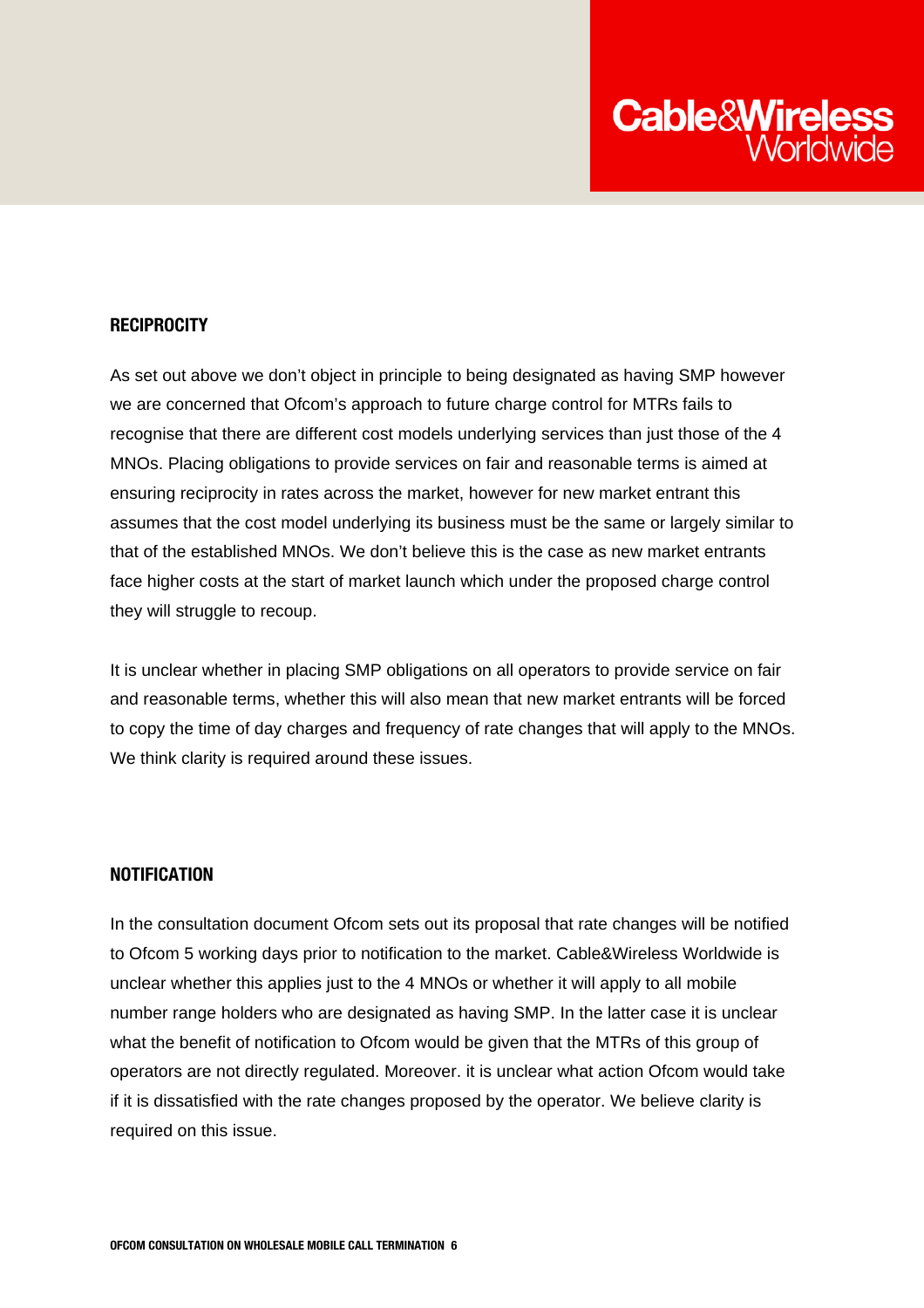## RECIPROCITY

As set out above we don't object in principle to being designated as having SMP however we are concerned that Ofcom's approach to future charge control for MTRs fails to recognise that there are different cost models underlying services than just those of the 4 MNOs. Placing obligations to provide services on fair and reasonable terms is aimed at ensuring reciprocity in rates across the market, however for new market entrant this assumes that the cost model underlying its business must be the same or largely similar to that of the established MNOs. We don't believe this is the case as new market entrants face higher costs at the start of market launch which under the proposed charge control they will struggle to recoup.

It is unclear whether in placing SMP obligations on all operators to provide service on fair and reasonable terms, whether this will also mean that new market entrants will be forced to copy the time of day charges and frequency of rate changes that will apply to the MNOs. We think clarity is required around these issues.

## NOTIFICATION

In the consultation document Ofcom sets out its proposal that rate changes will be notified to Ofcom 5 working days prior to notification to the market. Cable&Wireless Worldwide is unclear whether this applies just to the 4 MNOs or whether it will apply to all mobile number range holders who are designated as having SMP. In the latter case it is unclear what the benefit of notification to Ofcom would be given that the MTRs of this group of operators are not directly regulated. Moreover. it is unclear what action Ofcom would take if it is dissatisfied with the rate changes proposed by the operator. We believe clarity is required on this issue.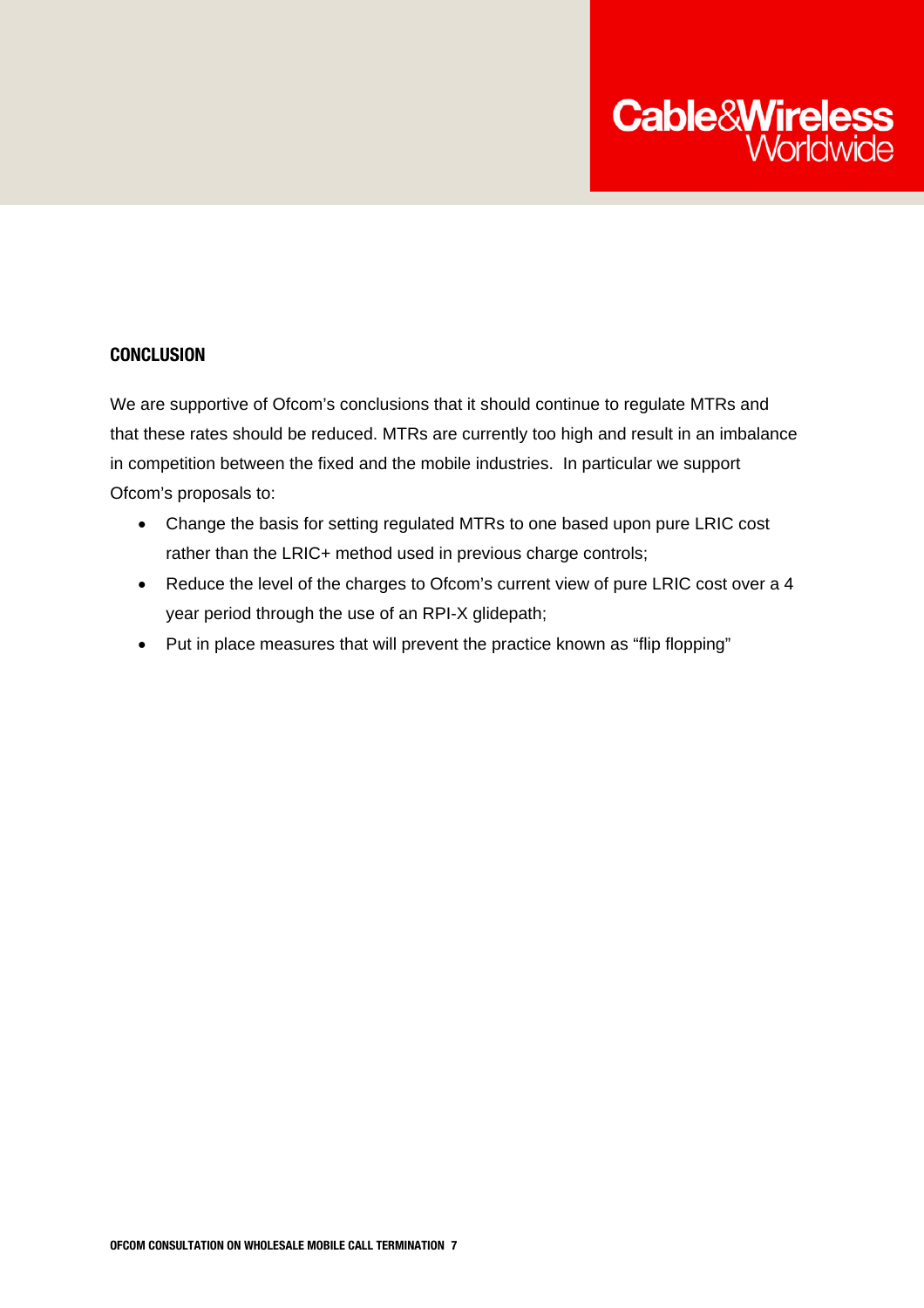## CONCLUSION

We are supportive of Ofcom's conclusions that it should continue to regulate MTRs and that these rates should be reduced. MTRs are currently too high and result in an imbalance in competition between the fixed and the mobile industries. In particular we support Ofcom's proposals to:

- Change the basis for setting regulated MTRs to one based upon pure LRIC cost rather than the LRIC+ method used in previous charge controls;
- Reduce the level of the charges to Ofcom's current view of pure LRIC cost over a 4 year period through the use of an RPI-X glidepath;
- Put in place measures that will prevent the practice known as "flip flopping"